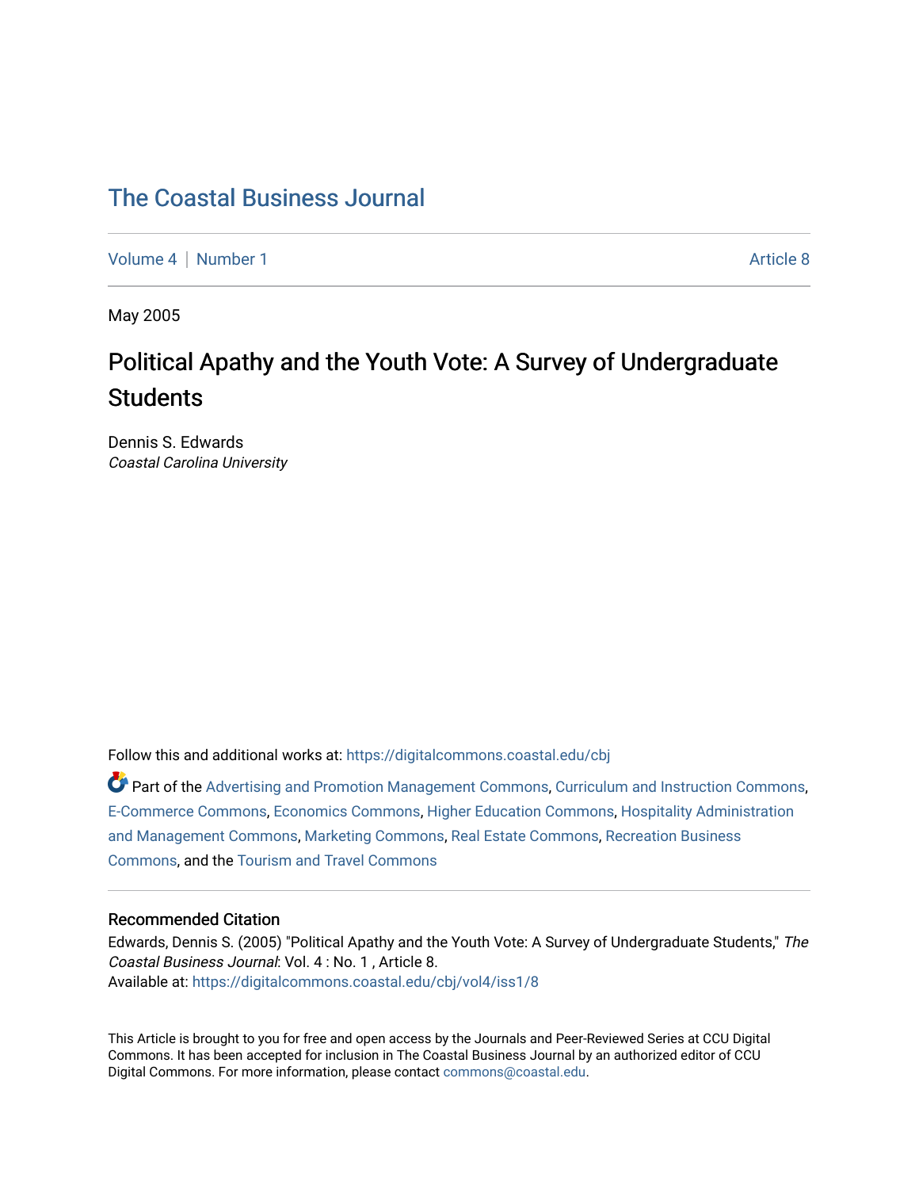# The Coastal Business Journal

Volume 4 | Number 1 | Article 8

May 2005

## Political Apathy and the Youth Vote: A Survey of Undergraduate Students

Dennis S. Edwards
*Coastal Carolina University*

Follow this and additional works at: https://digitalcommons.coastal.edu/cbj

Part of the Advertising and Promotion Management Commons, Curriculum and Instruction Commons, E-Commerce Commons, Economics Commons, Higher Education Commons, Hospitality Administration and Management Commons, Marketing Commons, Real Estate Commons, Recreation Business Commons, and the Tourism and Travel Commons

### Recommended Citation

Edwards, Dennis S. (2005) "Political Apathy and the Youth Vote: A Survey of Undergraduate Students," *The Coastal Business Journal*: Vol. 4 : No. 1 , Article 8.
Available at: https://digitalcommons.coastal.edu/cbj/vol4/iss1/8

This Article is brought to you for free and open access by the Journals and Peer-Reviewed Series at CCU Digital Commons. It has been accepted for inclusion in The Coastal Business Journal by an authorized editor of CCU Digital Commons. For more information, please contact commons@coastal.edu.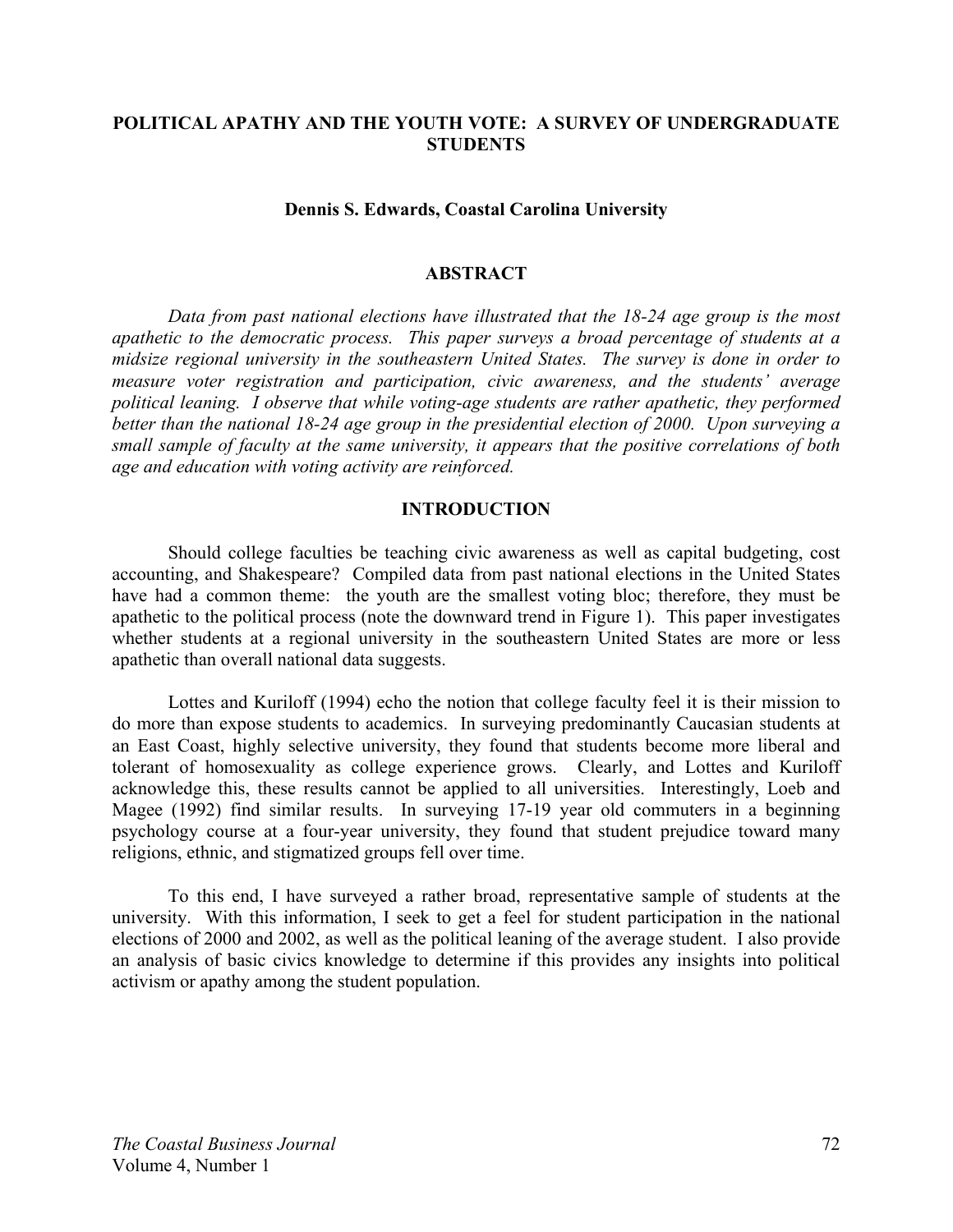# POLITICAL APATHY AND THE YOUTH VOTE: A SURVEY OF UNDERGRADUATE STUDENTS

**Dennis S. Edwards, Coastal Carolina University**

## ABSTRACT

*Data from past national elections have illustrated that the 18-24 age group is the most apathetic to the democratic process. This paper surveys a broad percentage of students at a midsize regional university in the southeastern United States. The survey is done in order to measure voter registration and participation, civic awareness, and the students' average political leaning. I observe that while voting-age students are rather apathetic, they performed better than the national 18-24 age group in the presidential election of 2000. Upon surveying a small sample of faculty at the same university, it appears that the positive correlations of both age and education with voting activity are reinforced.*

## INTRODUCTION

Should college faculties be teaching civic awareness as well as capital budgeting, cost accounting, and Shakespeare? Compiled data from past national elections in the United States have had a common theme: the youth are the smallest voting bloc; therefore, they must be apathetic to the political process (note the downward trend in Figure 1). This paper investigates whether students at a regional university in the southeastern United States are more or less apathetic than overall national data suggests.

Lottes and Kuriloff (1994) echo the notion that college faculty feel it is their mission to do more than expose students to academics. In surveying predominantly Caucasian students at an East Coast, highly selective university, they found that students become more liberal and tolerant of homosexuality as college experience grows. Clearly, and Lottes and Kuriloff acknowledge this, these results cannot be applied to all universities. Interestingly, Loeb and Magee (1992) find similar results. In surveying 17-19 year old commuters in a beginning psychology course at a four-year university, they found that student prejudice toward many religions, ethnic, and stigmatized groups fell over time.

To this end, I have surveyed a rather broad, representative sample of students at the university. With this information, I seek to get a feel for student participation in the national elections of 2000 and 2002, as well as the political leaning of the average student. I also provide an analysis of basic civics knowledge to determine if this provides any insights into political activism or apathy among the student population.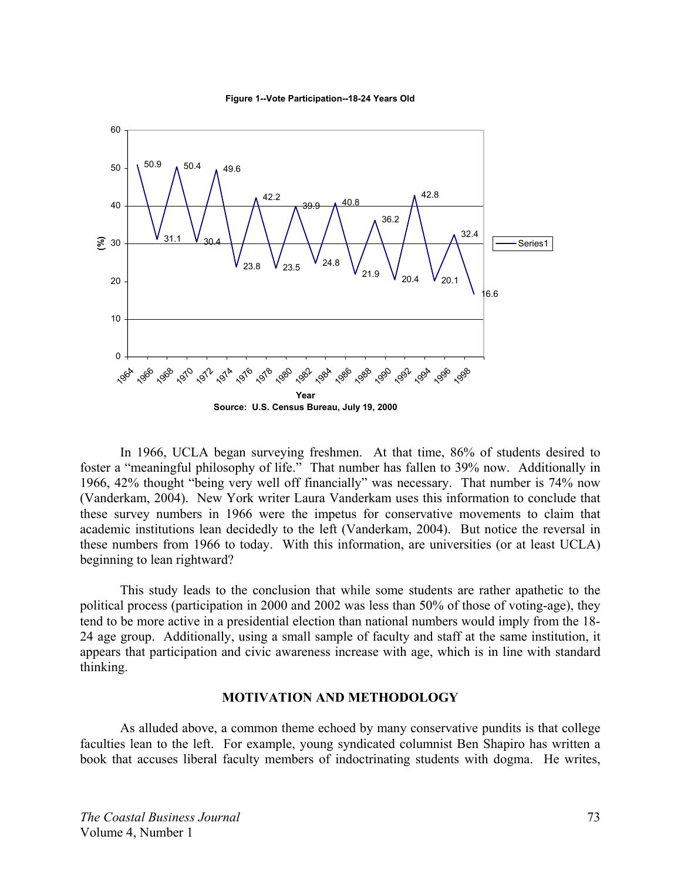**Figure 1--Vote Participation--18-24 Years Old**

Source: U.S. Census Bureau, July 19, 2000

In 1966, UCLA began surveying freshmen. At that time, 86% of students desired to foster a "meaningful philosophy of life." That number has fallen to 39% now. Additionally in 1966, 42% thought "being very well off financially" was necessary. That number is 74% now (Vanderkam, 2004). New York writer Laura Vanderkam uses this information to conclude that these survey numbers in 1966 were the impetus for conservative movements to claim that academic institutions lean decidedly to the left (Vanderkam, 2004). But notice the reversal in these numbers from 1966 to today. With this information, are universities (or at least UCLA) beginning to lean rightward?

This study leads to the conclusion that while some students are rather apathetic to the political process (participation in 2000 and 2002 was less than 50% of those of voting-age), they tend to be more active in a presidential election than national numbers would imply from the 18-24 age group. Additionally, using a small sample of faculty and staff at the same institution, it appears that participation and civic awareness increase with age, which is in line with standard thinking.

## MOTIVATION AND METHODOLOGY

As alluded above, a common theme echoed by many conservative pundits is that college faculties lean to the left. For example, young syndicated columnist Ben Shapiro has written a book that accuses liberal faculty members of indoctrinating students with dogma. He writes,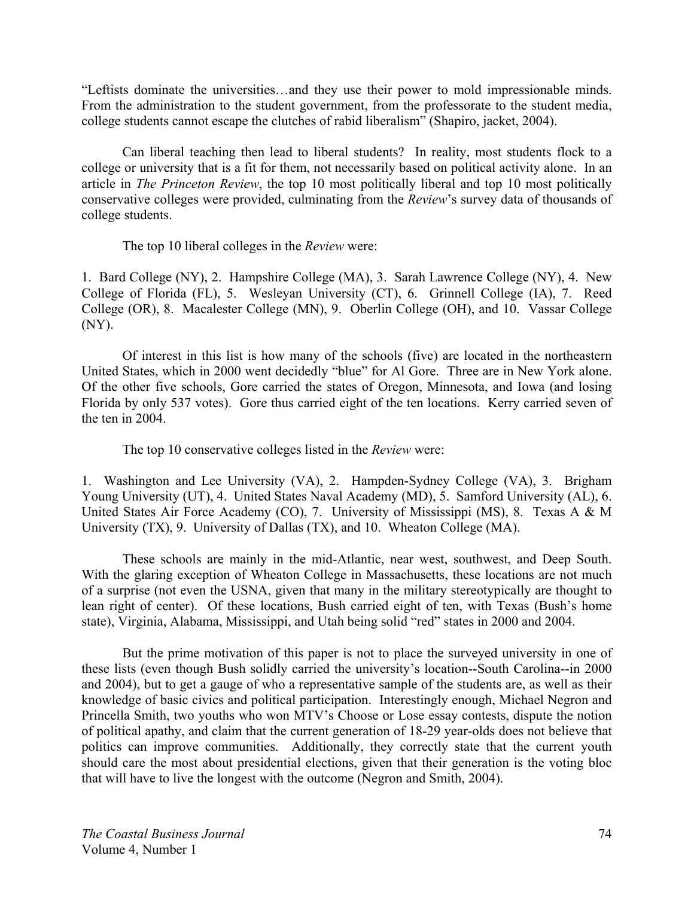"Leftists dominate the universities…and they use their power to mold impressionable minds. From the administration to the student government, from the professorate to the student media, college students cannot escape the clutches of rabid liberalism" (Shapiro, jacket, 2004).

Can liberal teaching then lead to liberal students? In reality, most students flock to a college or university that is a fit for them, not necessarily based on political activity alone. In an article in *The Princeton Review*, the top 10 most politically liberal and top 10 most politically conservative colleges were provided, culminating from the *Review*'s survey data of thousands of college students.

The top 10 liberal colleges in the *Review* were:

1. Bard College (NY), 2. Hampshire College (MA), 3. Sarah Lawrence College (NY), 4. New College of Florida (FL), 5. Wesleyan University (CT), 6. Grinnell College (IA), 7. Reed College (OR), 8. Macalester College (MN), 9. Oberlin College (OH), and 10. Vassar College (NY).

Of interest in this list is how many of the schools (five) are located in the northeastern United States, which in 2000 went decidedly "blue" for Al Gore. Three are in New York alone. Of the other five schools, Gore carried the states of Oregon, Minnesota, and Iowa (and losing Florida by only 537 votes). Gore thus carried eight of the ten locations. Kerry carried seven of the ten in 2004.

The top 10 conservative colleges listed in the *Review* were:

1. Washington and Lee University (VA), 2. Hampden-Sydney College (VA), 3. Brigham Young University (UT), 4. United States Naval Academy (MD), 5. Samford University (AL), 6. United States Air Force Academy (CO), 7. University of Mississippi (MS), 8. Texas A & M University (TX), 9. University of Dallas (TX), and 10. Wheaton College (MA).

These schools are mainly in the mid-Atlantic, near west, southwest, and Deep South. With the glaring exception of Wheaton College in Massachusetts, these locations are not much of a surprise (not even the USNA, given that many in the military stereotypically are thought to lean right of center). Of these locations, Bush carried eight of ten, with Texas (Bush's home state), Virginia, Alabama, Mississippi, and Utah being solid "red" states in 2000 and 2004.

But the prime motivation of this paper is not to place the surveyed university in one of these lists (even though Bush solidly carried the university's location--South Carolina--in 2000 and 2004), but to get a gauge of who a representative sample of the students are, as well as their knowledge of basic civics and political participation. Interestingly enough, Michael Negron and Princella Smith, two youths who won MTV's Choose or Lose essay contests, dispute the notion of political apathy, and claim that the current generation of 18-29 year-olds does not believe that politics can improve communities. Additionally, they correctly state that the current youth should care the most about presidential elections, given that their generation is the voting bloc that will have to live the longest with the outcome (Negron and Smith, 2004).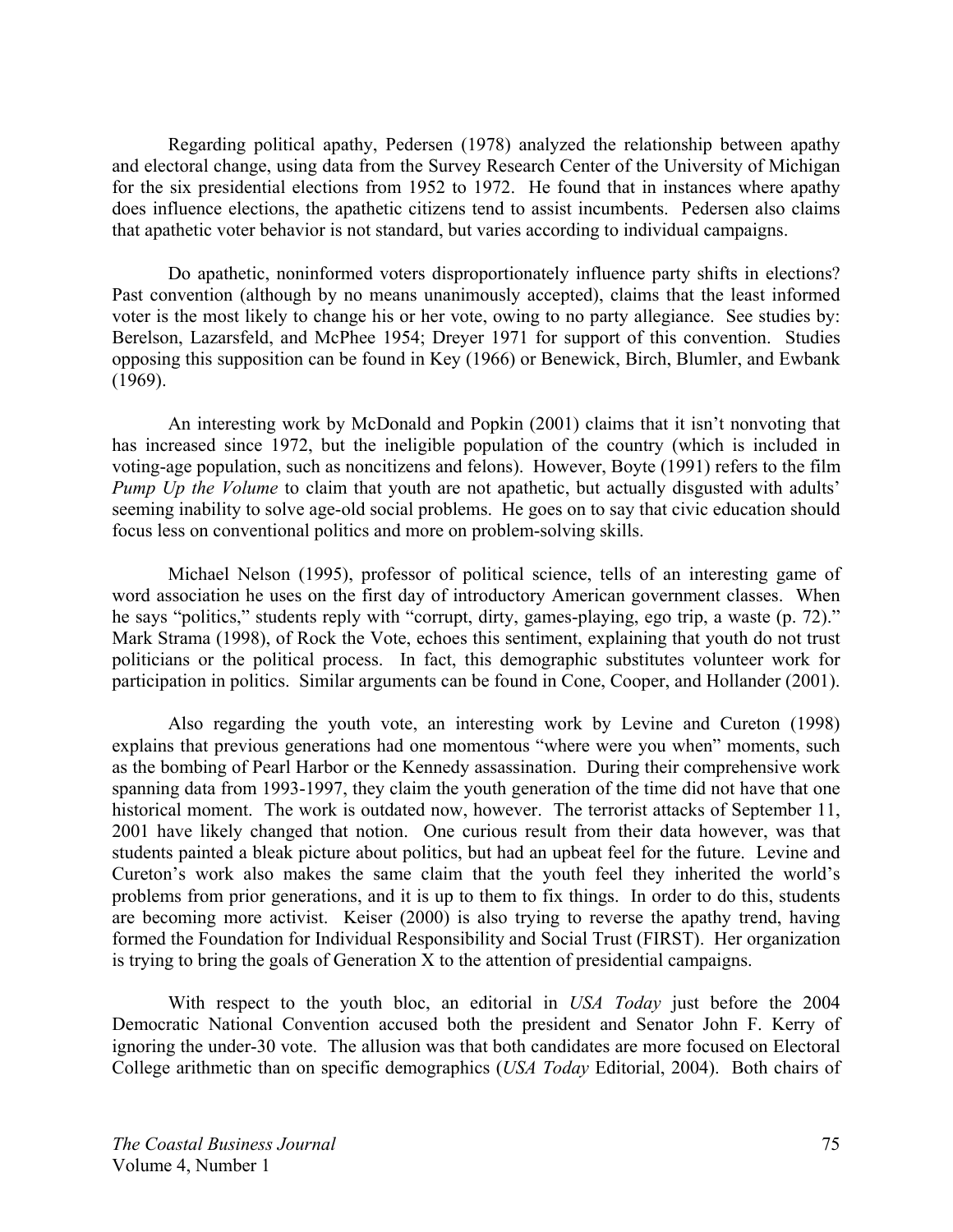Regarding political apathy, Pedersen (1978) analyzed the relationship between apathy and electoral change, using data from the Survey Research Center of the University of Michigan for the six presidential elections from 1952 to 1972. He found that in instances where apathy does influence elections, the apathetic citizens tend to assist incumbents. Pedersen also claims that apathetic voter behavior is not standard, but varies according to individual campaigns.

Do apathetic, noninformed voters disproportionately influence party shifts in elections? Past convention (although by no means unanimously accepted), claims that the least informed voter is the most likely to change his or her vote, owing to no party allegiance. See studies by: Berelson, Lazarsfeld, and McPhee 1954; Dreyer 1971 for support of this convention. Studies opposing this supposition can be found in Key (1966) or Benewick, Birch, Blumler, and Ewbank (1969).

An interesting work by McDonald and Popkin (2001) claims that it isn't nonvoting that has increased since 1972, but the ineligible population of the country (which is included in voting-age population, such as noncitizens and felons). However, Boyte (1991) refers to the film *Pump Up the Volume* to claim that youth are not apathetic, but actually disgusted with adults' seeming inability to solve age-old social problems. He goes on to say that civic education should focus less on conventional politics and more on problem-solving skills.

Michael Nelson (1995), professor of political science, tells of an interesting game of word association he uses on the first day of introductory American government classes. When he says "politics," students reply with "corrupt, dirty, games-playing, ego trip, a waste (p. 72)." Mark Strama (1998), of Rock the Vote, echoes this sentiment, explaining that youth do not trust politicians or the political process. In fact, this demographic substitutes volunteer work for participation in politics. Similar arguments can be found in Cone, Cooper, and Hollander (2001).

Also regarding the youth vote, an interesting work by Levine and Cureton (1998) explains that previous generations had one momentous "where were you when" moments, such as the bombing of Pearl Harbor or the Kennedy assassination. During their comprehensive work spanning data from 1993-1997, they claim the youth generation of the time did not have that one historical moment. The work is outdated now, however. The terrorist attacks of September 11, 2001 have likely changed that notion. One curious result from their data however, was that students painted a bleak picture about politics, but had an upbeat feel for the future. Levine and Cureton's work also makes the same claim that the youth feel they inherited the world's problems from prior generations, and it is up to them to fix things. In order to do this, students are becoming more activist. Keiser (2000) is also trying to reverse the apathy trend, having formed the Foundation for Individual Responsibility and Social Trust (FIRST). Her organization is trying to bring the goals of Generation X to the attention of presidential campaigns.

With respect to the youth bloc, an editorial in *USA Today* just before the 2004 Democratic National Convention accused both the president and Senator John F. Kerry of ignoring the under-30 vote. The allusion was that both candidates are more focused on Electoral College arithmetic than on specific demographics (*USA Today* Editorial, 2004). Both chairs of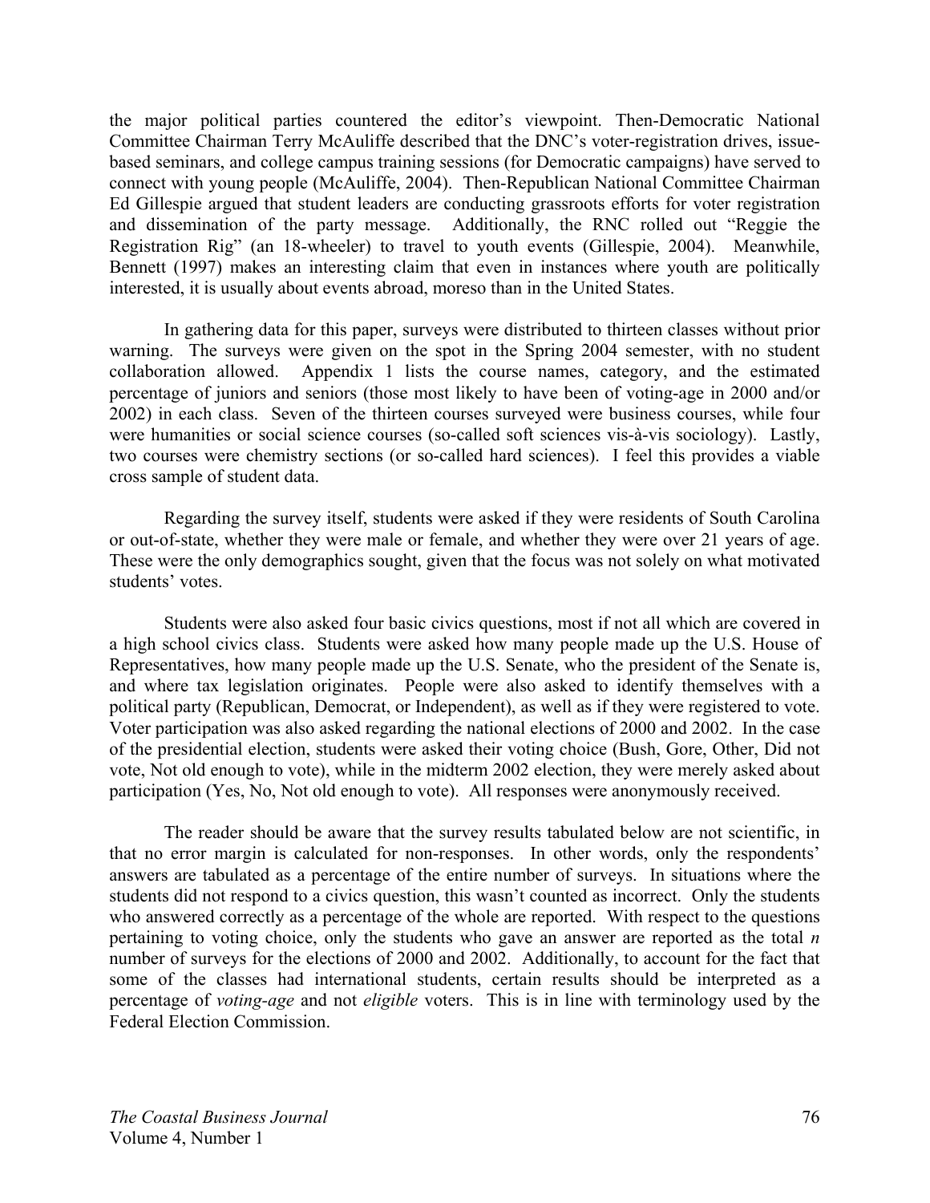the major political parties countered the editor's viewpoint. Then-Democratic National Committee Chairman Terry McAuliffe described that the DNC's voter-registration drives, issue-based seminars, and college campus training sessions (for Democratic campaigns) have served to connect with young people (McAuliffe, 2004). Then-Republican National Committee Chairman Ed Gillespie argued that student leaders are conducting grassroots efforts for voter registration and dissemination of the party message. Additionally, the RNC rolled out "Reggie the Registration Rig" (an 18-wheeler) to travel to youth events (Gillespie, 2004). Meanwhile, Bennett (1997) makes an interesting claim that even in instances where youth are politically interested, it is usually about events abroad, moreso than in the United States.

In gathering data for this paper, surveys were distributed to thirteen classes without prior warning. The surveys were given on the spot in the Spring 2004 semester, with no student collaboration allowed. Appendix 1 lists the course names, category, and the estimated percentage of juniors and seniors (those most likely to have been of voting-age in 2000 and/or 2002) in each class. Seven of the thirteen courses surveyed were business courses, while four were humanities or social science courses (so-called soft sciences vis-à-vis sociology). Lastly, two courses were chemistry sections (or so-called hard sciences). I feel this provides a viable cross sample of student data.

Regarding the survey itself, students were asked if they were residents of South Carolina or out-of-state, whether they were male or female, and whether they were over 21 years of age. These were the only demographics sought, given that the focus was not solely on what motivated students' votes.

Students were also asked four basic civics questions, most if not all which are covered in a high school civics class. Students were asked how many people made up the U.S. House of Representatives, how many people made up the U.S. Senate, who the president of the Senate is, and where tax legislation originates. People were also asked to identify themselves with a political party (Republican, Democrat, or Independent), as well as if they were registered to vote. Voter participation was also asked regarding the national elections of 2000 and 2002. In the case of the presidential election, students were asked their voting choice (Bush, Gore, Other, Did not vote, Not old enough to vote), while in the midterm 2002 election, they were merely asked about participation (Yes, No, Not old enough to vote). All responses were anonymously received.

The reader should be aware that the survey results tabulated below are not scientific, in that no error margin is calculated for non-responses. In other words, only the respondents' answers are tabulated as a percentage of the entire number of surveys. In situations where the students did not respond to a civics question, this wasn't counted as incorrect. Only the students who answered correctly as a percentage of the whole are reported. With respect to the questions pertaining to voting choice, only the students who gave an answer are reported as the total $n$ number of surveys for the elections of 2000 and 2002. Additionally, to account for the fact that some of the classes had international students, certain results should be interpreted as a percentage of *voting-age* and not *eligible* voters. This is in line with terminology used by the Federal Election Commission.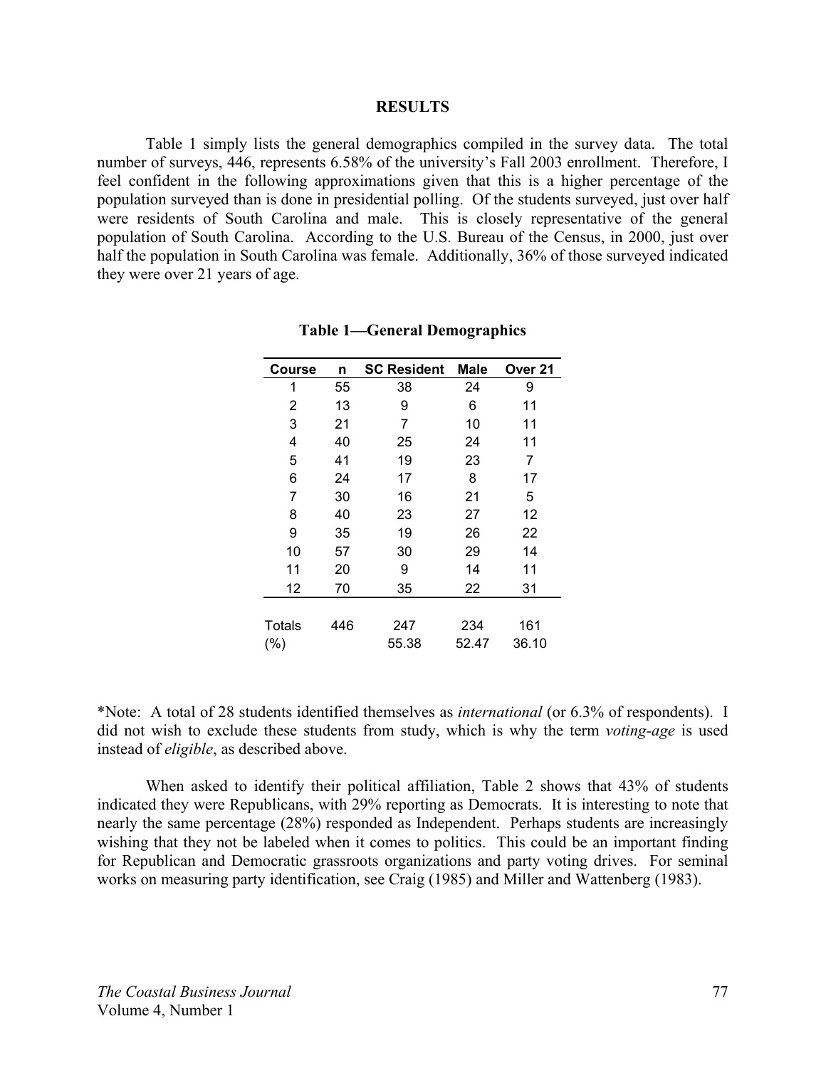## RESULTS

Table 1 simply lists the general demographics compiled in the survey data. The total number of surveys, 446, represents 6.58% of the university's Fall 2003 enrollment. Therefore, I feel confident in the following approximations given that this is a higher percentage of the population surveyed than is done in presidential polling. Of the students surveyed, just over half were residents of South Carolina and male. This is closely representative of the general population of South Carolina. According to the U.S. Bureau of the Census, in 2000, just over half the population in South Carolina was female. Additionally, 36% of those surveyed indicated they were over 21 years of age.

**Table 1—General Demographics**

| Course | n | SC Resident | Male | Over 21 |
|---|---|---|---|---|
| 1 | 55 | 38 | 24 | 9 |
| 2 | 13 | 9 | 6 | 11 |
| 3 | 21 | 7 | 10 | 11 |
| 4 | 40 | 25 | 24 | 11 |
| 5 | 41 | 19 | 23 | 7 |
| 6 | 24 | 17 | 8 | 17 |
| 7 | 30 | 16 | 21 | 5 |
| 8 | 40 | 23 | 27 | 12 |
| 9 | 35 | 19 | 26 | 22 |
| 10 | 57 | 30 | 29 | 14 |
| 11 | 20 | 9 | 14 | 11 |
| 12 | 70 | 35 | 22 | 31 |
| Totals | 446 | 247 | 234 | 161 |
| (%) | | 55.38 | 52.47 | 36.10 |

*Note: A total of 28 students identified themselves as *international* (or 6.3% of respondents). I did not wish to exclude these students from study, which is why the term *voting-age* is used instead of *eligible*, as described above.

When asked to identify their political affiliation, Table 2 shows that 43% of students indicated they were Republicans, with 29% reporting as Democrats. It is interesting to note that nearly the same percentage (28%) responded as Independent. Perhaps students are increasingly wishing that they not be labeled when it comes to politics. This could be an important finding for Republican and Democratic grassroots organizations and party voting drives. For seminal works on measuring party identification, see Craig (1985) and Miller and Wattenberg (1983).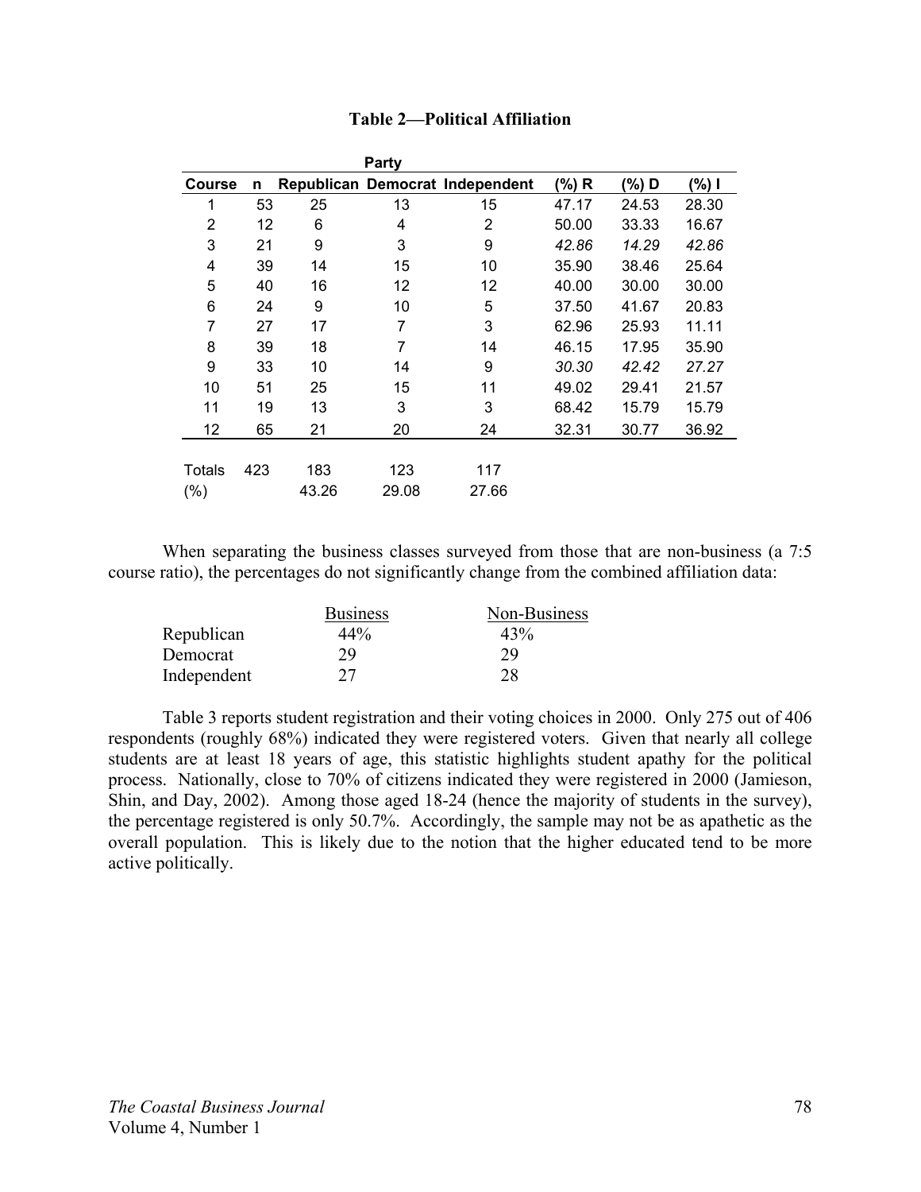**Table 2—Political Affiliation**

| Course | n | Republican | Democrat | Independent | (%) R | (%) D | (%) I |
|---|---|---|---|---|---|---|---|
| | | Party | | | | | |
| 1 | 53 | 25 | 13 | 15 | 47.17 | 24.53 | 28.30 |
| 2 | 12 | 6 | 4 | 2 | 50.00 | 33.33 | 16.67 |
| 3 | 21 | 9 | 3 | 9 | *42.86* | *14.29* | *42.86* |
| 4 | 39 | 14 | 15 | 10 | 35.90 | 38.46 | 25.64 |
| 5 | 40 | 16 | 12 | 12 | 40.00 | 30.00 | 30.00 |
| 6 | 24 | 9 | 10 | 5 | 37.50 | 41.67 | 20.83 |
| 7 | 27 | 17 | 7 | 3 | 62.96 | 25.93 | 11.11 |
| 8 | 39 | 18 | 7 | 14 | 46.15 | 17.95 | 35.90 |
| 9 | 33 | 10 | 14 | 9 | *30.30* | *42.42* | *27.27* |
| 10 | 51 | 25 | 15 | 11 | 49.02 | 29.41 | 21.57 |
| 11 | 19 | 13 | 3 | 3 | 68.42 | 15.79 | 15.79 |
| 12 | 65 | 21 | 20 | 24 | 32.31 | 30.77 | 36.92 |
| Totals | 423 | 183 | 123 | 117 | | | |
| (%) | | 43.26 | 29.08 | 27.66 | | | |

When separating the business classes surveyed from those that are non-business (a 7:5 course ratio), the percentages do not significantly change from the combined affiliation data:

| | Business | Non-Business |
|---|---|---|
| Republican | 44% | 43% |
| Democrat | 29 | 29 |
| Independent | 27 | 28 |

Table 3 reports student registration and their voting choices in 2000. Only 275 out of 406 respondents (roughly 68%) indicated they were registered voters. Given that nearly all college students are at least 18 years of age, this statistic highlights student apathy for the political process. Nationally, close to 70% of citizens indicated they were registered in 2000 (Jamieson, Shin, and Day, 2002). Among those aged 18-24 (hence the majority of students in the survey), the percentage registered is only 50.7%. Accordingly, the sample may not be as apathetic as the overall population. This is likely due to the notion that the higher educated tend to be more active politically.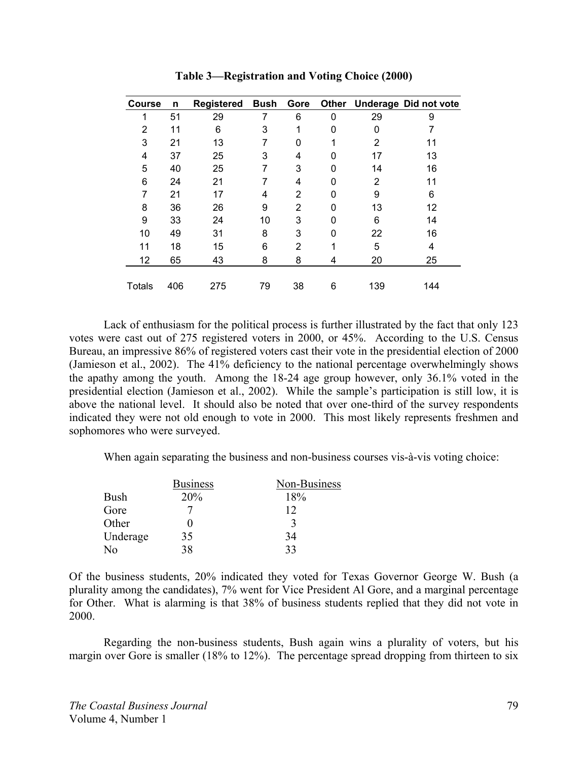**Table 3—Registration and Voting Choice (2000)**

| Course | n | Registered | Bush | Gore | Other | Underage | Did not vote |
|---|---|---|---|---|---|---|---|
| 1 | 51 | 29 | 7 | 6 | 0 | 29 | 9 |
| 2 | 11 | 6 | 3 | 1 | 0 | 0 | 7 |
| 3 | 21 | 13 | 7 | 0 | 1 | 2 | 11 |
| 4 | 37 | 25 | 3 | 4 | 0 | 17 | 13 |
| 5 | 40 | 25 | 7 | 3 | 0 | 14 | 16 |
| 6 | 24 | 21 | 7 | 4 | 0 | 2 | 11 |
| 7 | 21 | 17 | 4 | 2 | 0 | 9 | 6 |
| 8 | 36 | 26 | 9 | 2 | 0 | 13 | 12 |
| 9 | 33 | 24 | 10 | 3 | 0 | 6 | 14 |
| 10 | 49 | 31 | 8 | 3 | 0 | 22 | 16 |
| 11 | 18 | 15 | 6 | 2 | 1 | 5 | 4 |
| 12 | 65 | 43 | 8 | 8 | 4 | 20 | 25 |
| Totals | 406 | 275 | 79 | 38 | 6 | 139 | 144 |

Lack of enthusiasm for the political process is further illustrated by the fact that only 123 votes were cast out of 275 registered voters in 2000, or 45%. According to the U.S. Census Bureau, an impressive 86% of registered voters cast their vote in the presidential election of 2000 (Jamieson et al., 2002). The 41% deficiency to the national percentage overwhelmingly shows the apathy among the youth. Among the 18-24 age group however, only 36.1% voted in the presidential election (Jamieson et al., 2002). While the sample's participation is still low, it is above the national level. It should also be noted that over one-third of the survey respondents indicated they were not old enough to vote in 2000. This most likely represents freshmen and sophomores who were surveyed.

When again separating the business and non-business courses vis-à-vis voting choice:

| | Business | Non-Business |
|---|---|---|
| Bush | 20% | 18% |
| Gore | 7 | 12 |
| Other | 0 | 3 |
| Underage | 35 | 34 |
| No | 38 | 33 |

Of the business students, 20% indicated they voted for Texas Governor George W. Bush (a plurality among the candidates), 7% went for Vice President Al Gore, and a marginal percentage for Other. What is alarming is that 38% of business students replied that they did not vote in 2000.

Regarding the non-business students, Bush again wins a plurality of voters, but his margin over Gore is smaller (18% to 12%). The percentage spread dropping from thirteen to six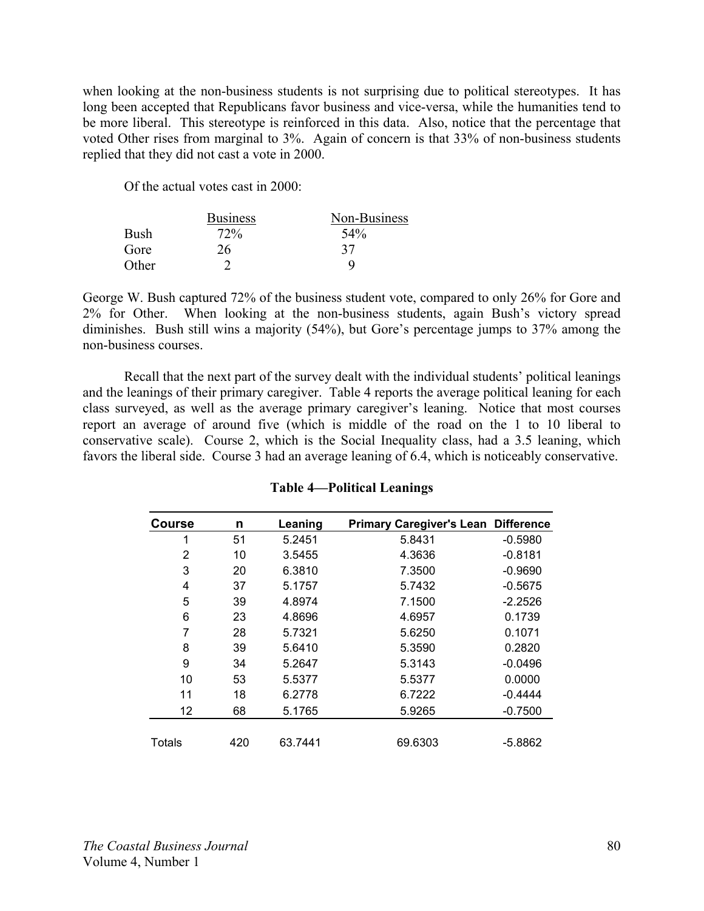when looking at the non-business students is not surprising due to political stereotypes. It has long been accepted that Republicans favor business and vice-versa, while the humanities tend to be more liberal. This stereotype is reinforced in this data. Also, notice that the percentage that voted Other rises from marginal to 3%. Again of concern is that 33% of non-business students replied that they did not cast a vote in 2000.

Of the actual votes cast in 2000:

| | Business | Non-Business |
|---|---|---|
| Bush | 72% | 54% |
| Gore | 26 | 37 |
| Other | 2 | 9 |

George W. Bush captured 72% of the business student vote, compared to only 26% for Gore and 2% for Other. When looking at the non-business students, again Bush's victory spread diminishes. Bush still wins a majority (54%), but Gore's percentage jumps to 37% among the non-business courses.

Recall that the next part of the survey dealt with the individual students' political leanings and the leanings of their primary caregiver. Table 4 reports the average political leaning for each class surveyed, as well as the average primary caregiver's leaning. Notice that most courses report an average of around five (which is middle of the road on the 1 to 10 liberal to conservative scale). Course 2, which is the Social Inequality class, had a 3.5 leaning, which favors the liberal side. Course 3 had an average leaning of 6.4, which is noticeably conservative.

**Table 4—Political Leanings**

| Course | n | Leaning | Primary Caregiver's Lean | Difference |
|---|---|---|---|---|
| 1 | 51 | 5.2451 | 5.8431 | -0.5980 |
| 2 | 10 | 3.5455 | 4.3636 | -0.8181 |
| 3 | 20 | 6.3810 | 7.3500 | -0.9690 |
| 4 | 37 | 5.1757 | 5.7432 | -0.5675 |
| 5 | 39 | 4.8974 | 7.1500 | -2.2526 |
| 6 | 23 | 4.8696 | 4.6957 | 0.1739 |
| 7 | 28 | 5.7321 | 5.6250 | 0.1071 |
| 8 | 39 | 5.6410 | 5.3590 | 0.2820 |
| 9 | 34 | 5.2647 | 5.3143 | -0.0496 |
| 10 | 53 | 5.5377 | 5.5377 | 0.0000 |
| 11 | 18 | 6.2778 | 6.7222 | -0.4444 |
| 12 | 68 | 5.1765 | 5.9265 | -0.7500 |
| Totals | 420 | 63.7441 | 69.6303 | -5.8862 |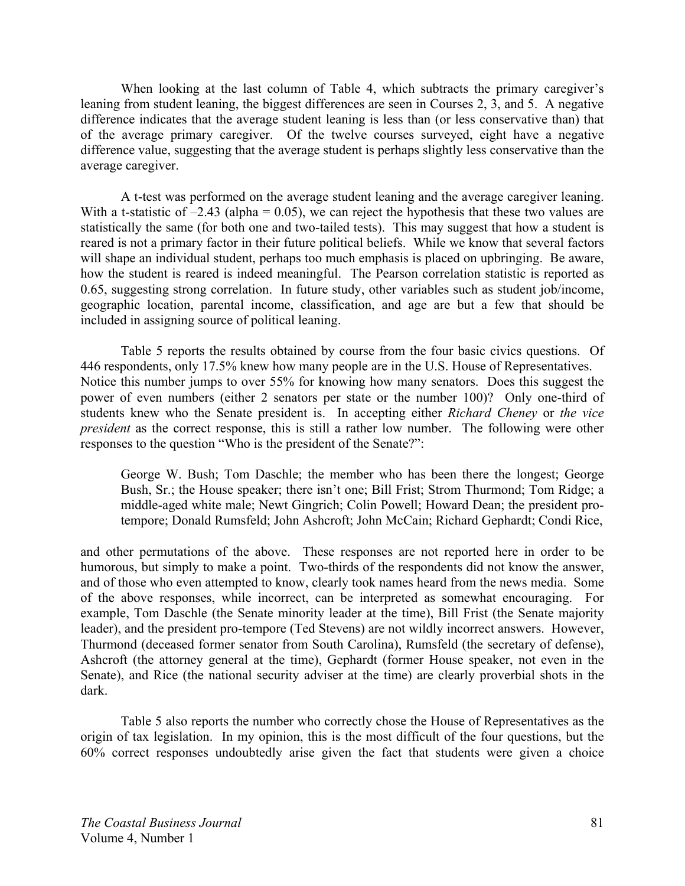When looking at the last column of Table 4, which subtracts the primary caregiver's leaning from student leaning, the biggest differences are seen in Courses 2, 3, and 5. A negative difference indicates that the average student leaning is less than (or less conservative than) that of the average primary caregiver. Of the twelve courses surveyed, eight have a negative difference value, suggesting that the average student is perhaps slightly less conservative than the average caregiver.

A t-test was performed on the average student leaning and the average caregiver leaning. With a t-statistic of –2.43 (alpha = 0.05), we can reject the hypothesis that these two values are statistically the same (for both one and two-tailed tests). This may suggest that how a student is reared is not a primary factor in their future political beliefs. While we know that several factors will shape an individual student, perhaps too much emphasis is placed on upbringing. Be aware, how the student is reared is indeed meaningful. The Pearson correlation statistic is reported as 0.65, suggesting strong correlation. In future study, other variables such as student job/income, geographic location, parental income, classification, and age are but a few that should be included in assigning source of political leaning.

Table 5 reports the results obtained by course from the four basic civics questions. Of 446 respondents, only 17.5% knew how many people are in the U.S. House of Representatives. Notice this number jumps to over 55% for knowing how many senators. Does this suggest the power of even numbers (either 2 senators per state or the number 100)? Only one-third of students knew who the Senate president is. In accepting either *Richard Cheney* or *the vice president* as the correct response, this is still a rather low number. The following were other responses to the question "Who is the president of the Senate?":

> George W. Bush; Tom Daschle; the member who has been there the longest; George Bush, Sr.; the House speaker; there isn't one; Bill Frist; Strom Thurmond; Tom Ridge; a middle-aged white male; Newt Gingrich; Colin Powell; Howard Dean; the president pro-tempore; Donald Rumsfeld; John Ashcroft; John McCain; Richard Gephardt; Condi Rice,

and other permutations of the above. These responses are not reported here in order to be humorous, but simply to make a point. Two-thirds of the respondents did not know the answer, and of those who even attempted to know, clearly took names heard from the news media. Some of the above responses, while incorrect, can be interpreted as somewhat encouraging. For example, Tom Daschle (the Senate minority leader at the time), Bill Frist (the Senate majority leader), and the president pro-tempore (Ted Stevens) are not wildly incorrect answers. However, Thurmond (deceased former senator from South Carolina), Rumsfeld (the secretary of defense), Ashcroft (the attorney general at the time), Gephardt (former House speaker, not even in the Senate), and Rice (the national security adviser at the time) are clearly proverbial shots in the dark.

Table 5 also reports the number who correctly chose the House of Representatives as the origin of tax legislation. In my opinion, this is the most difficult of the four questions, but the 60% correct responses undoubtedly arise given the fact that students were given a choice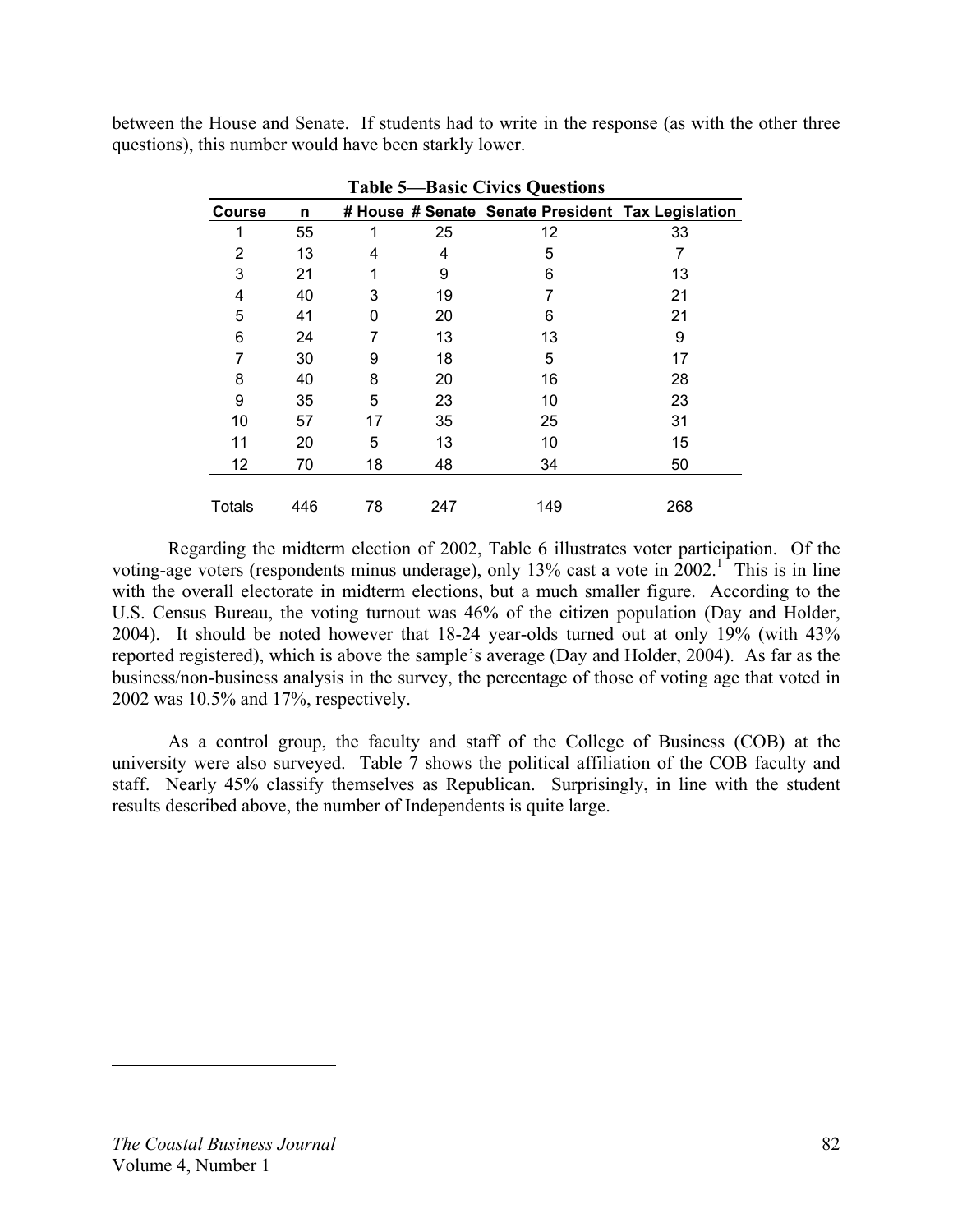between the House and Senate. If students had to write in the response (as with the other three questions), this number would have been starkly lower.

**Table 5—Basic Civics Questions**

| Course | n | # House | # Senate | Senate President | Tax Legislation |
|---|---|---|---|---|---|
| 1 | 55 | 1 | 25 | 12 | 33 |
| 2 | 13 | 4 | 4 | 5 | 7 |
| 3 | 21 | 1 | 9 | 6 | 13 |
| 4 | 40 | 3 | 19 | 7 | 21 |
| 5 | 41 | 0 | 20 | 6 | 21 |
| 6 | 24 | 7 | 13 | 13 | 9 |
| 7 | 30 | 9 | 18 | 5 | 17 |
| 8 | 40 | 8 | 20 | 16 | 28 |
| 9 | 35 | 5 | 23 | 10 | 23 |
| 10 | 57 | 17 | 35 | 25 | 31 |
| 11 | 20 | 5 | 13 | 10 | 15 |
| 12 | 70 | 18 | 48 | 34 | 50 |
| Totals | 446 | 78 | 247 | 149 | 268 |

Regarding the midterm election of 2002, Table 6 illustrates voter participation. Of the voting-age voters (respondents minus underage), only 13% cast a vote in 2002.[1] This is in line with the overall electorate in midterm elections, but a much smaller figure. According to the U.S. Census Bureau, the voting turnout was 46% of the citizen population (Day and Holder, 2004). It should be noted however that 18-24 year-olds turned out at only 19% (with 43% reported registered), which is above the sample's average (Day and Holder, 2004). As far as the business/non-business analysis in the survey, the percentage of those of voting age that voted in 2002 was 10.5% and 17%, respectively.

As a control group, the faculty and staff of the College of Business (COB) at the university were also surveyed. Table 7 shows the political affiliation of the COB faculty and staff. Nearly 45% classify themselves as Republican. Surprisingly, in line with the student results described above, the number of Independents is quite large.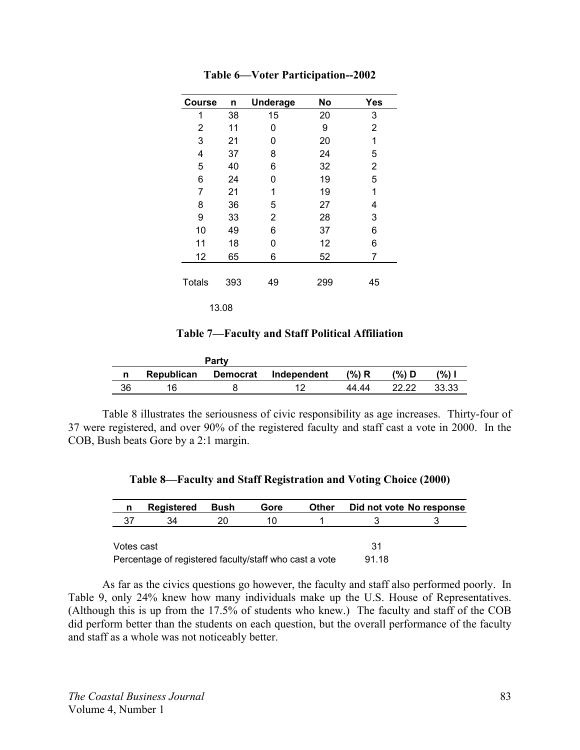**Table 6—Voter Participation--2002**

| Course | n | Underage | No | Yes |
|---|---|---|---|---|
| 1 | 38 | 15 | 20 | 3 |
| 2 | 11 | 0 | 9 | 2 |
| 3 | 21 | 0 | 20 | 1 |
| 4 | 37 | 8 | 24 | 5 |
| 5 | 40 | 6 | 32 | 2 |
| 6 | 24 | 0 | 19 | 5 |
| 7 | 21 | 1 | 19 | 1 |
| 8 | 36 | 5 | 27 | 4 |
| 9 | 33 | 2 | 28 | 3 |
| 10 | 49 | 6 | 37 | 6 |
| 11 | 18 | 0 | 12 | 6 |
| 12 | 65 | 6 | 52 | 7 |
| Totals | 393 | 49 | 299 | 45 |
| | 13.08 | | | |

**Table 7—Faculty and Staff Political Affiliation**

| | Party | | | | | |
|---|---|---|---|---|---|---|
| n | Republican | Democrat | Independent | (%) R | (%) D | (%) I |
| 36 | 16 | 8 | 12 | 44.44 | 22.22 | 33.33 |

Table 8 illustrates the seriousness of civic responsibility as age increases. Thirty-four of 37 were registered, and over 90% of the registered faculty and staff cast a vote in 2000. In the COB, Bush beats Gore by a 2:1 margin.

**Table 8—Faculty and Staff Registration and Voting Choice (2000)**

| n | Registered | Bush | Gore | Other | Did not vote | No response |
|---|---|---|---|---|---|---|
| 37 | 34 | 20 | 10 | 1 | 3 | 3 |
| Votes cast | | | | | 31 | |
| Percentage of registered faculty/staff who cast a vote | | | | | 91.18 | |

As far as the civics questions go however, the faculty and staff also performed poorly. In Table 9, only 24% knew how many individuals make up the U.S. House of Representatives. (Although this is up from the 17.5% of students who knew.) The faculty and staff of the COB did perform better than the students on each question, but the overall performance of the faculty and staff as a whole was not noticeably better.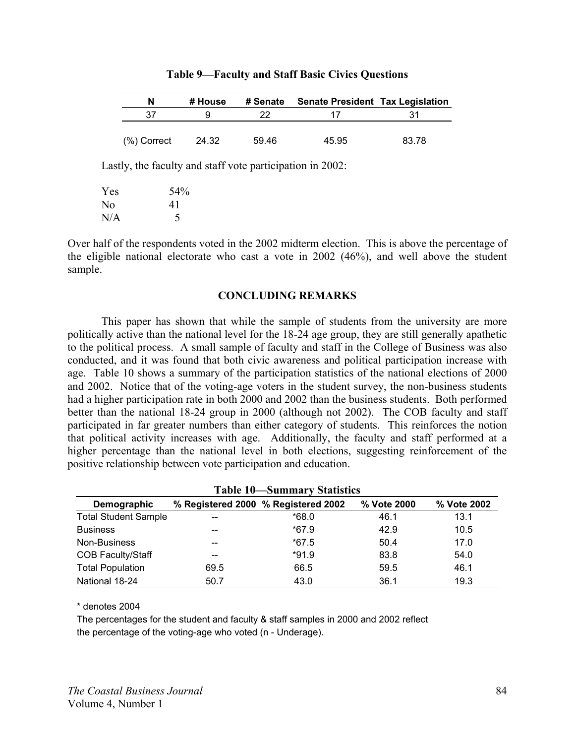**Table 9—Faculty and Staff Basic Civics Questions**

| N | # House | # Senate | Senate President | Tax Legislation |
|---|---|---|---|---|
| 37 | 9 | 22 | 17 | 31 |
| (%) Correct | 24.32 | 59.46 | 45.95 | 83.78 |

Lastly, the faculty and staff vote participation in 2002:

| | |
|---|---|
| Yes | 54% |
| No | 41 |
| N/A | 5 |

Over half of the respondents voted in the 2002 midterm election. This is above the percentage of the eligible national electorate who cast a vote in 2002 (46%), and well above the student sample.

## CONCLUDING REMARKS

This paper has shown that while the sample of students from the university are more politically active than the national level for the 18-24 age group, they are still generally apathetic to the political process. A small sample of faculty and staff in the College of Business was also conducted, and it was found that both civic awareness and political participation increase with age. Table 10 shows a summary of the participation statistics of the national elections of 2000 and 2002. Notice that of the voting-age voters in the student survey, the non-business students had a higher participation rate in both 2000 and 2002 than the business students. Both performed better than the national 18-24 group in 2000 (although not 2002). The COB faculty and staff participated in far greater numbers than either category of students. This reinforces the notion that political activity increases with age. Additionally, the faculty and staff performed at a higher percentage than the national level in both elections, suggesting reinforcement of the positive relationship between vote participation and education.

**Table 10—Summary Statistics**

| Demographic | % Registered 2000 | % Registered 2002 | % Vote 2000 | % Vote 2002 |
|---|---|---|---|---|
| Total Student Sample | -- | *68.0 | 46.1 | 13.1 |
| Business | -- | *67.9 | 42.9 | 10.5 |
| Non-Business | -- | *67.5 | 50.4 | 17.0 |
| COB Faculty/Staff | -- | *91.9 | 83.8 | 54.0 |
| Total Population | 69.5 | 66.5 | 59.5 | 46.1 |
| National 18-24 | 50.7 | 43.0 | 36.1 | 19.3 |

* denotes 2004

The percentages for the student and faculty & staff samples in 2000 and 2002 reflect the percentage of the voting-age who voted (n - Underage).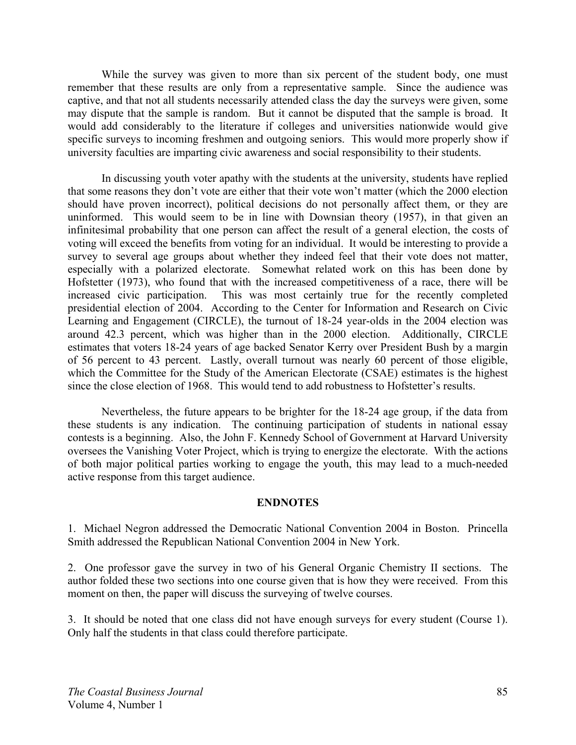While the survey was given to more than six percent of the student body, one must remember that these results are only from a representative sample. Since the audience was captive, and that not all students necessarily attended class the day the surveys were given, some may dispute that the sample is random. But it cannot be disputed that the sample is broad. It would add considerably to the literature if colleges and universities nationwide would give specific surveys to incoming freshmen and outgoing seniors. This would more properly show if university faculties are imparting civic awareness and social responsibility to their students.

In discussing youth voter apathy with the students at the university, students have replied that some reasons they don't vote are either that their vote won't matter (which the 2000 election should have proven incorrect), political decisions do not personally affect them, or they are uninformed. This would seem to be in line with Downsian theory (1957), in that given an infinitesimal probability that one person can affect the result of a general election, the costs of voting will exceed the benefits from voting for an individual. It would be interesting to provide a survey to several age groups about whether they indeed feel that their vote does not matter, especially with a polarized electorate. Somewhat related work on this has been done by Hofstetter (1973), who found that with the increased competitiveness of a race, there will be increased civic participation. This was most certainly true for the recently completed presidential election of 2004. According to the Center for Information and Research on Civic Learning and Engagement (CIRCLE), the turnout of 18-24 year-olds in the 2004 election was around 42.3 percent, which was higher than in the 2000 election. Additionally, CIRCLE estimates that voters 18-24 years of age backed Senator Kerry over President Bush by a margin of 56 percent to 43 percent. Lastly, overall turnout was nearly 60 percent of those eligible, which the Committee for the Study of the American Electorate (CSAE) estimates is the highest since the close election of 1968. This would tend to add robustness to Hofstetter's results.

Nevertheless, the future appears to be brighter for the 18-24 age group, if the data from these students is any indication. The continuing participation of students in national essay contests is a beginning. Also, the John F. Kennedy School of Government at Harvard University oversees the Vanishing Voter Project, which is trying to energize the electorate. With the actions of both major political parties working to engage the youth, this may lead to a much-needed active response from this target audience.

## ENDNOTES

1. Michael Negron addressed the Democratic National Convention 2004 in Boston. Princella Smith addressed the Republican National Convention 2004 in New York.

2. One professor gave the survey in two of his General Organic Chemistry II sections. The author folded these two sections into one course given that is how they were received. From this moment on then, the paper will discuss the surveying of twelve courses.

3. It should be noted that one class did not have enough surveys for every student (Course 1). Only half the students in that class could therefore participate.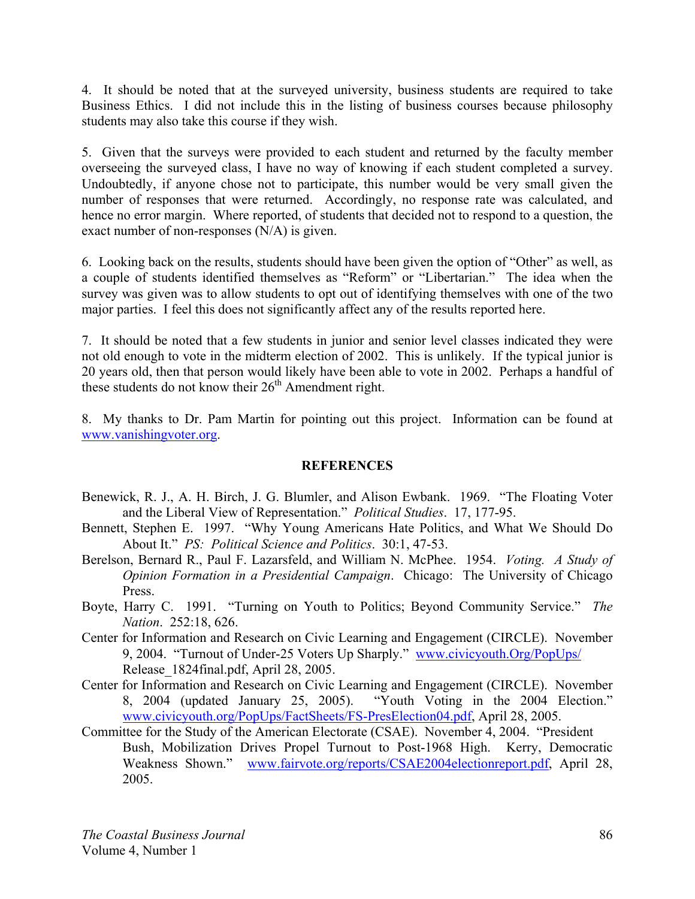4. It should be noted that at the surveyed university, business students are required to take Business Ethics. I did not include this in the listing of business courses because philosophy students may also take this course if they wish.

5. Given that the surveys were provided to each student and returned by the faculty member overseeing the surveyed class, I have no way of knowing if each student completed a survey. Undoubtedly, if anyone chose not to participate, this number would be very small given the number of responses that were returned. Accordingly, no response rate was calculated, and hence no error margin. Where reported, of students that decided not to respond to a question, the exact number of non-responses (N/A) is given.

6. Looking back on the results, students should have been given the option of "Other" as well, as a couple of students identified themselves as "Reform" or "Libertarian." The idea when the survey was given was to allow students to opt out of identifying themselves with one of the two major parties. I feel this does not significantly affect any of the results reported here.

7. It should be noted that a few students in junior and senior level classes indicated they were not old enough to vote in the midterm election of 2002. This is unlikely. If the typical junior is 20 years old, then that person would likely have been able to vote in 2002. Perhaps a handful of these students do not know their 26th Amendment right.

8. My thanks to Dr. Pam Martin for pointing out this project. Information can be found at www.vanishingvoter.org.

## REFERENCES

Benewick, R. J., A. H. Birch, J. G. Blumler, and Alison Ewbank. 1969. "The Floating Voter and the Liberal View of Representation." *Political Studies*. 17, 177-95.

Bennett, Stephen E. 1997. "Why Young Americans Hate Politics, and What We Should Do About It." *PS: Political Science and Politics*. 30:1, 47-53.

Berelson, Bernard R., Paul F. Lazarsfeld, and William N. McPhee. 1954. *Voting. A Study of Opinion Formation in a Presidential Campaign*. Chicago: The University of Chicago Press.

Boyte, Harry C. 1991. "Turning on Youth to Politics; Beyond Community Service." *The Nation*. 252:18, 626.

Center for Information and Research on Civic Learning and Engagement (CIRCLE). November 9, 2004. "Turnout of Under-25 Voters Up Sharply." www.civicyouth.Org/PopUps/Release_1824final.pdf, April 28, 2005.

Center for Information and Research on Civic Learning and Engagement (CIRCLE). November 8, 2004 (updated January 25, 2005). "Youth Voting in the 2004 Election." www.civicyouth.org/PopUps/FactSheets/FS-PresElection04.pdf, April 28, 2005.

Committee for the Study of the American Electorate (CSAE). November 4, 2004. "President Bush, Mobilization Drives Propel Turnout to Post-1968 High. Kerry, Democratic Weakness Shown." www.fairvote.org/reports/CSAE2004electionreport.pdf, April 28, 2005.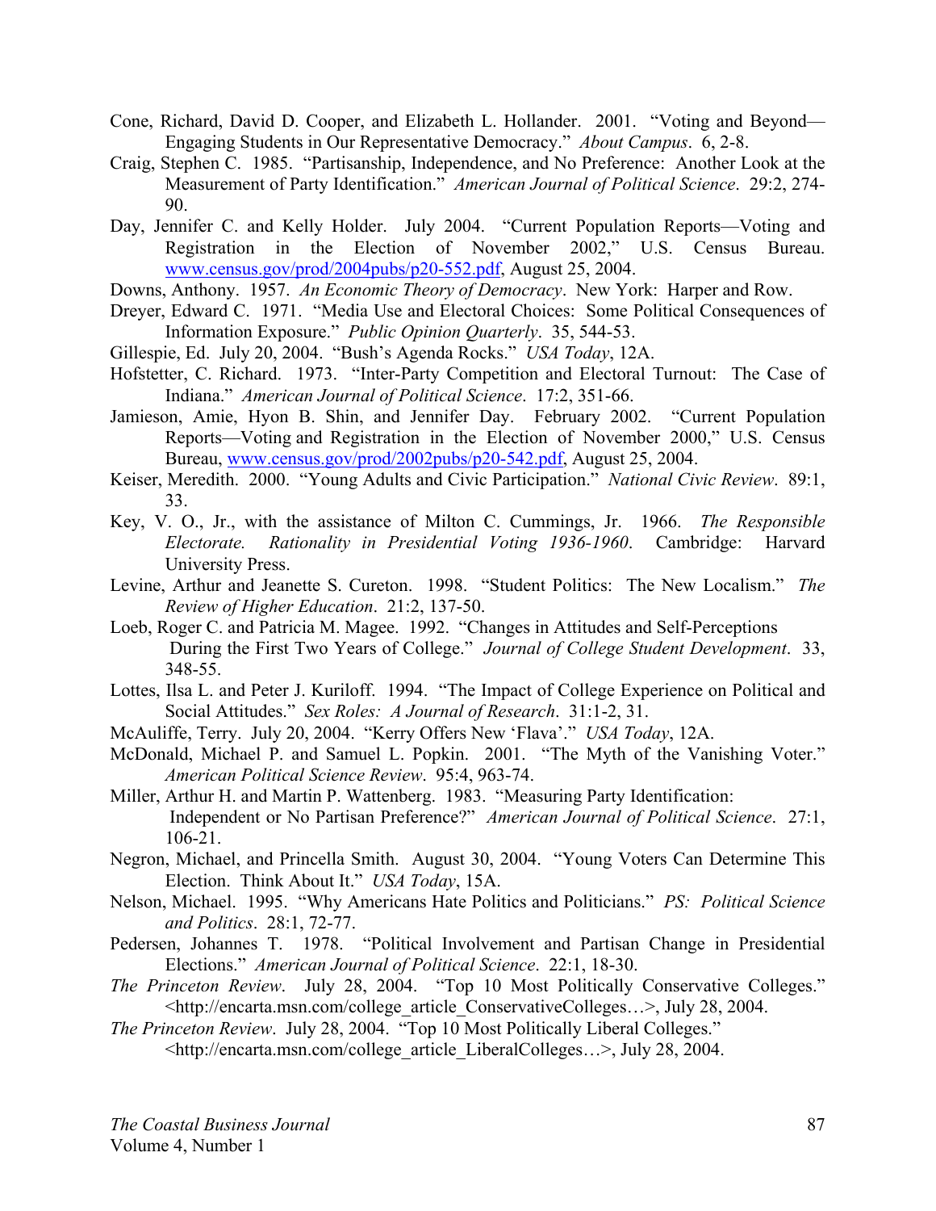Cone, Richard, David D. Cooper, and Elizabeth L. Hollander. 2001. "Voting and Beyond—Engaging Students in Our Representative Democracy." *About Campus*. 6, 2-8.

Craig, Stephen C. 1985. "Partisanship, Independence, and No Preference: Another Look at the Measurement of Party Identification." *American Journal of Political Science*. 29:2, 274-90.

Day, Jennifer C. and Kelly Holder. July 2004. "Current Population Reports—Voting and Registration in the Election of November 2002," U.S. Census Bureau. www.census.gov/prod/2004pubs/p20-552.pdf, August 25, 2004.

Downs, Anthony. 1957. *An Economic Theory of Democracy*. New York: Harper and Row.

Dreyer, Edward C. 1971. "Media Use and Electoral Choices: Some Political Consequences of Information Exposure." *Public Opinion Quarterly*. 35, 544-53.

Gillespie, Ed. July 20, 2004. "Bush's Agenda Rocks." *USA Today*, 12A.

Hofstetter, C. Richard. 1973. "Inter-Party Competition and Electoral Turnout: The Case of Indiana." *American Journal of Political Science*. 17:2, 351-66.

Jamieson, Amie, Hyon B. Shin, and Jennifer Day. February 2002. "Current Population Reports—Voting and Registration in the Election of November 2000," U.S. Census Bureau, www.census.gov/prod/2002pubs/p20-542.pdf, August 25, 2004.

Keiser, Meredith. 2000. "Young Adults and Civic Participation." *National Civic Review*. 89:1, 33.

Key, V. O., Jr., with the assistance of Milton C. Cummings, Jr. 1966. *The Responsible Electorate. Rationality in Presidential Voting 1936-1960*. Cambridge: Harvard University Press.

Levine, Arthur and Jeanette S. Cureton. 1998. "Student Politics: The New Localism." *The Review of Higher Education*. 21:2, 137-50.

Loeb, Roger C. and Patricia M. Magee. 1992. "Changes in Attitudes and Self-Perceptions During the First Two Years of College." *Journal of College Student Development*. 33, 348-55.

Lottes, Ilsa L. and Peter J. Kuriloff. 1994. "The Impact of College Experience on Political and Social Attitudes." *Sex Roles: A Journal of Research*. 31:1-2, 31.

McAuliffe, Terry. July 20, 2004. "Kerry Offers New 'Flava'." *USA Today*, 12A.

McDonald, Michael P. and Samuel L. Popkin. 2001. "The Myth of the Vanishing Voter." *American Political Science Review*. 95:4, 963-74.

Miller, Arthur H. and Martin P. Wattenberg. 1983. "Measuring Party Identification: Independent or No Partisan Preference?" *American Journal of Political Science*. 27:1, 106-21.

Negron, Michael, and Princella Smith. August 30, 2004. "Young Voters Can Determine This Election. Think About It." *USA Today*, 15A.

Nelson, Michael. 1995. "Why Americans Hate Politics and Politicians." *PS: Political Science and Politics*. 28:1, 72-77.

Pedersen, Johannes T. 1978. "Political Involvement and Partisan Change in Presidential Elections." *American Journal of Political Science*. 22:1, 18-30.

*The Princeton Review*. July 28, 2004. "Top 10 Most Politically Conservative Colleges." <http://encarta.msn.com/college_article_ConservativeColleges…>, July 28, 2004.

*The Princeton Review*. July 28, 2004. "Top 10 Most Politically Liberal Colleges." <http://encarta.msn.com/college_article_LiberalColleges…>, July 28, 2004.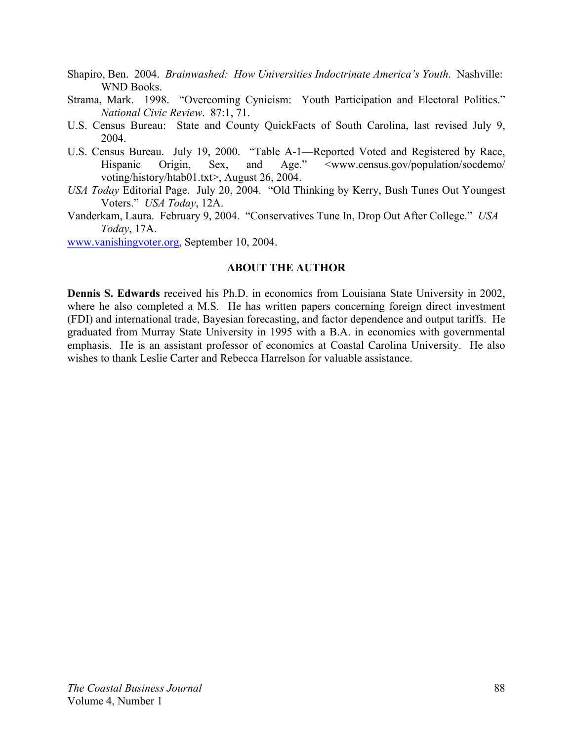Shapiro, Ben. 2004. *Brainwashed: How Universities Indoctrinate America's Youth*. Nashville: WND Books.

Strama, Mark. 1998. "Overcoming Cynicism: Youth Participation and Electoral Politics." *National Civic Review*. 87:1, 71.

U.S. Census Bureau: State and County QuickFacts of South Carolina, last revised July 9, 2004.

U.S. Census Bureau. July 19, 2000. "Table A-1—Reported Voted and Registered by Race, Hispanic Origin, Sex, and Age." <www.census.gov/population/socdemo/voting/history/htab01.txt>, August 26, 2004.

*USA Today* Editorial Page. July 20, 2004. "Old Thinking by Kerry, Bush Tunes Out Youngest Voters." *USA Today*, 12A.

Vanderkam, Laura. February 9, 2004. "Conservatives Tune In, Drop Out After College." *USA Today*, 17A.

www.vanishingvoter.org, September 10, 2004.

## ABOUT THE AUTHOR

**Dennis S. Edwards** received his Ph.D. in economics from Louisiana State University in 2002, where he also completed a M.S. He has written papers concerning foreign direct investment (FDI) and international trade, Bayesian forecasting, and factor dependence and output tariffs. He graduated from Murray State University in 1995 with a B.A. in economics with governmental emphasis. He is an assistant professor of economics at Coastal Carolina University. He also wishes to thank Leslie Carter and Rebecca Harrelson for valuable assistance.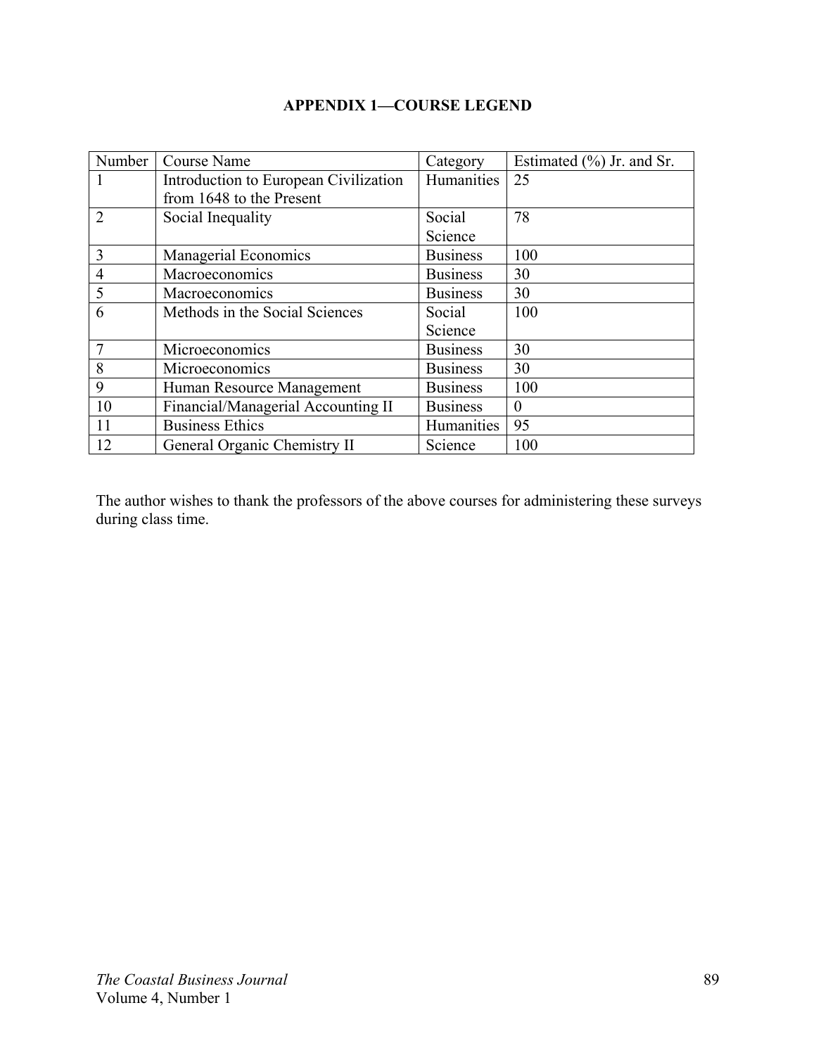## APPENDIX 1—COURSE LEGEND

| Number | Course Name | Category | Estimated (%) Jr. and Sr. |
|---|---|---|---|
| 1 | Introduction to European Civilization from 1648 to the Present | Humanities | 25 |
| 2 | Social Inequality | Social Science | 78 |
| 3 | Managerial Economics | Business | 100 |
| 4 | Macroeconomics | Business | 30 |
| 5 | Macroeconomics | Business | 30 |
| 6 | Methods in the Social Sciences | Social Science | 100 |
| 7 | Microeconomics | Business | 30 |
| 8 | Microeconomics | Business | 30 |
| 9 | Human Resource Management | Business | 100 |
| 10 | Financial/Managerial Accounting II | Business | 0 |
| 11 | Business Ethics | Humanities | 95 |
| 12 | General Organic Chemistry II | Science | 100 |

The author wishes to thank the professors of the above courses for administering these surveys during class time.